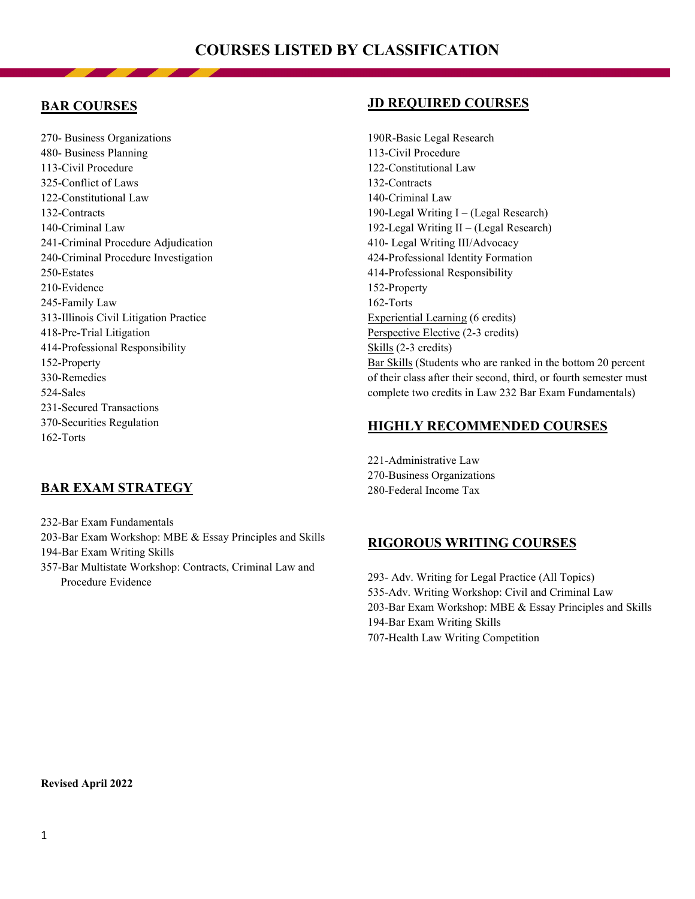# COURSES LISTED BY CLASSIFICATION

## BAR COURSES

270- Business Organizations
480- Business Planning
113-Civil Procedure
325-Conflict of Laws
122-Constitutional Law
132-Contracts
140-Criminal Law
241-Criminal Procedure Adjudication
240-Criminal Procedure Investigation
250-Estates
210-Evidence
245-Family Law
313-Illinois Civil Litigation Practice
418-Pre-Trial Litigation
414-Professional Responsibility
152-Property
330-Remedies
524-Sales
231-Secured Transactions
370-Securities Regulation
162-Torts

## BAR EXAM STRATEGY

232-Bar Exam Fundamentals
203-Bar Exam Workshop: MBE & Essay Principles and Skills
194-Bar Exam Writing Skills
357-Bar Multistate Workshop: Contracts, Criminal Law and Procedure Evidence

## JD REQUIRED COURSES

190R-Basic Legal Research
113-Civil Procedure
122-Constitutional Law
132-Contracts
140-Criminal Law
190-Legal Writing I – (Legal Research)
192-Legal Writing II – (Legal Research)
410- Legal Writing III/Advocacy
424-Professional Identity Formation
414-Professional Responsibility
152-Property
162-Torts
Experiential Learning (6 credits)
Perspective Elective (2-3 credits)
Skills (2-3 credits)
Bar Skills (Students who are ranked in the bottom 20 percent of their class after their second, third, or fourth semester must complete two credits in Law 232 Bar Exam Fundamentals)

## HIGHLY RECOMMENDED COURSES

221-Administrative Law
270-Business Organizations
280-Federal Income Tax

## RIGOROUS WRITING COURSES

293- Adv. Writing for Legal Practice (All Topics)
535-Adv. Writing Workshop: Civil and Criminal Law
203-Bar Exam Workshop: MBE & Essay Principles and Skills
194-Bar Exam Writing Skills
707-Health Law Writing Competition

**Revised April 2022**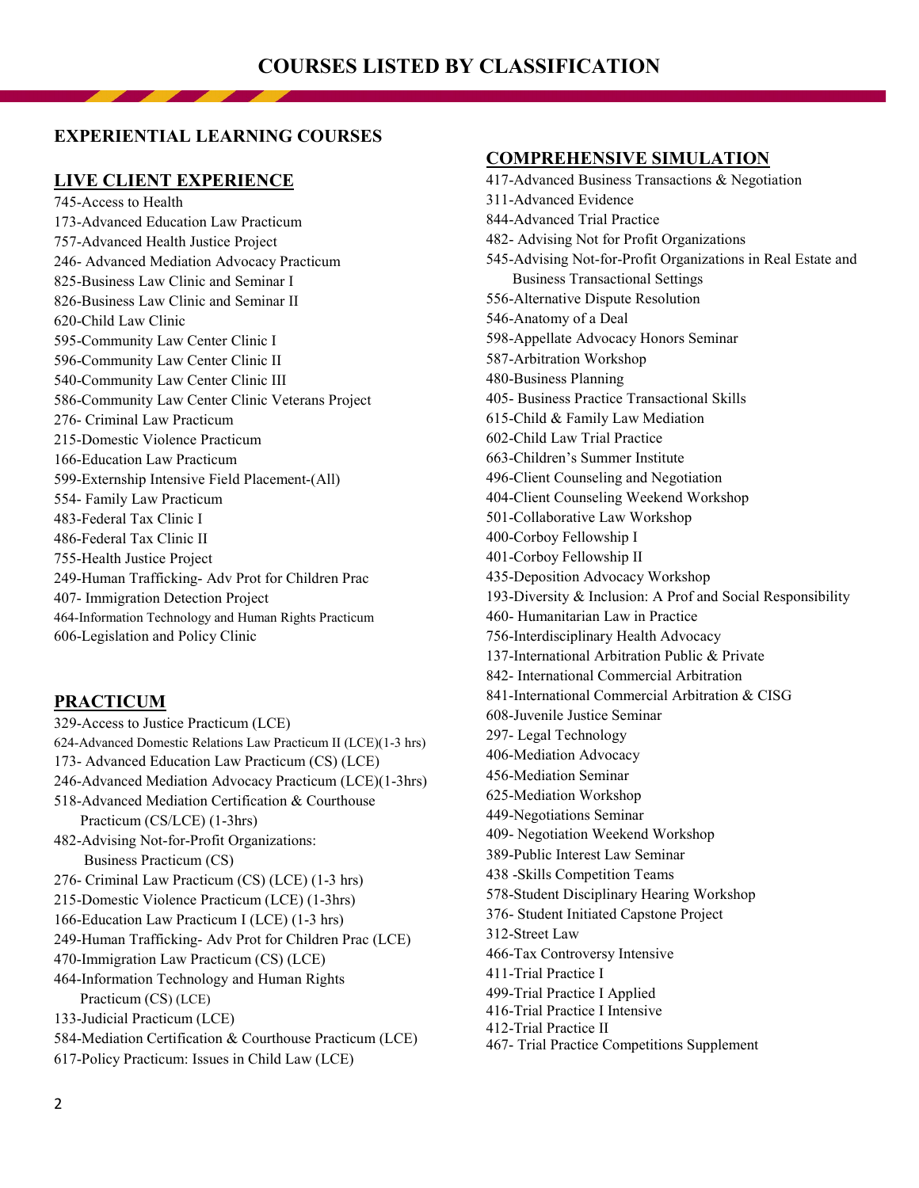# COURSES LISTED BY CLASSIFICATION

## EXPERIENTIAL LEARNING COURSES

### LIVE CLIENT EXPERIENCE

745-Access to Health
173-Advanced Education Law Practicum
757-Advanced Health Justice Project
246- Advanced Mediation Advocacy Practicum
825-Business Law Clinic and Seminar I
826-Business Law Clinic and Seminar II
620-Child Law Clinic
595-Community Law Center Clinic I
596-Community Law Center Clinic II
540-Community Law Center Clinic III
586-Community Law Center Clinic Veterans Project
276- Criminal Law Practicum
215-Domestic Violence Practicum
166-Education Law Practicum
599-Externship Intensive Field Placement-(All)
554- Family Law Practicum
483-Federal Tax Clinic I
486-Federal Tax Clinic II
755-Health Justice Project
249-Human Trafficking- Adv Prot for Children Prac
407- Immigration Detection Project
464-Information Technology and Human Rights Practicum
606-Legislation and Policy Clinic

### PRACTICUM

329-Access to Justice Practicum (LCE)
624-Advanced Domestic Relations Law Practicum II (LCE)(1-3 hrs)
173- Advanced Education Law Practicum (CS) (LCE)
246-Advanced Mediation Advocacy Practicum (LCE)(1-3hrs)
518-Advanced Mediation Certification & Courthouse Practicum (CS/LCE) (1-3hrs)
482-Advising Not-for-Profit Organizations: Business Practicum (CS)
276- Criminal Law Practicum (CS) (LCE) (1-3 hrs)
215-Domestic Violence Practicum (LCE) (1-3hrs)
166-Education Law Practicum I (LCE) (1-3 hrs)
249-Human Trafficking- Adv Prot for Children Prac (LCE)
470-Immigration Law Practicum (CS) (LCE)
464-Information Technology and Human Rights Practicum (CS) (LCE)
133-Judicial Practicum (LCE)
584-Mediation Certification & Courthouse Practicum (LCE)
617-Policy Practicum: Issues in Child Law (LCE)

### COMPREHENSIVE SIMULATION

417-Advanced Business Transactions & Negotiation
311-Advanced Evidence
844-Advanced Trial Practice
482- Advising Not for Profit Organizations
545-Advising Not-for-Profit Organizations in Real Estate and Business Transactional Settings
556-Alternative Dispute Resolution
546-Anatomy of a Deal
598-Appellate Advocacy Honors Seminar
587-Arbitration Workshop
480-Business Planning
405- Business Practice Transactional Skills
615-Child & Family Law Mediation
602-Child Law Trial Practice
663-Children's Summer Institute
496-Client Counseling and Negotiation
404-Client Counseling Weekend Workshop
501-Collaborative Law Workshop
400-Corboy Fellowship I
401-Corboy Fellowship II
435-Deposition Advocacy Workshop
193-Diversity & Inclusion: A Prof and Social Responsibility
460- Humanitarian Law in Practice
756-Interdisciplinary Health Advocacy
137-International Arbitration Public & Private
842- International Commercial Arbitration
841-International Commercial Arbitration & CISG
608-Juvenile Justice Seminar
297- Legal Technology
406-Mediation Advocacy
456-Mediation Seminar
625-Mediation Workshop
449-Negotiations Seminar
409- Negotiation Weekend Workshop
389-Public Interest Law Seminar
438 -Skills Competition Teams
578-Student Disciplinary Hearing Workshop
376- Student Initiated Capstone Project
312-Street Law
466-Tax Controversy Intensive
411-Trial Practice I
499-Trial Practice I Applied
416-Trial Practice I Intensive
412-Trial Practice II
467- Trial Practice Competitions Supplement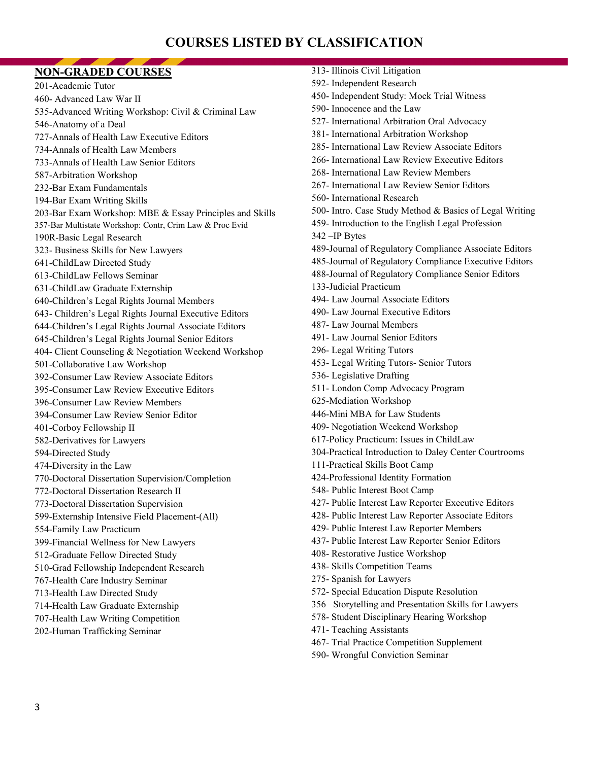# COURSES LISTED BY CLASSIFICATION

## NON-GRADED COURSES

201-Academic Tutor
460- Advanced Law War II
535-Advanced Writing Workshop: Civil & Criminal Law
546-Anatomy of a Deal
727-Annals of Health Law Executive Editors
734-Annals of Health Law Members
733-Annals of Health Law Senior Editors
587-Arbitration Workshop
232-Bar Exam Fundamentals
194-Bar Exam Writing Skills
203-Bar Exam Workshop: MBE & Essay Principles and Skills
357-Bar Multistate Workshop: Contr, Crim Law & Proc Evid
190R-Basic Legal Research
323- Business Skills for New Lawyers
641-ChildLaw Directed Study
613-ChildLaw Fellows Seminar
631-ChildLaw Graduate Externship
640-Children's Legal Rights Journal Members
643- Children's Legal Rights Journal Executive Editors
644-Children's Legal Rights Journal Associate Editors
645-Children's Legal Rights Journal Senior Editors
404- Client Counseling & Negotiation Weekend Workshop
501-Collaborative Law Workshop
392-Consumer Law Review Associate Editors
395-Consumer Law Review Executive Editors
396-Consumer Law Review Members
394-Consumer Law Review Senior Editor
401-Corboy Fellowship II
582-Derivatives for Lawyers
594-Directed Study
474-Diversity in the Law
770-Doctoral Dissertation Supervision/Completion
772-Doctoral Dissertation Research II
773-Doctoral Dissertation Supervision
599-Externship Intensive Field Placement-(All)
554-Family Law Practicum
399-Financial Wellness for New Lawyers
512-Graduate Fellow Directed Study
510-Grad Fellowship Independent Research
767-Health Care Industry Seminar
713-Health Law Directed Study
714-Health Law Graduate Externship
707-Health Law Writing Competition
202-Human Trafficking Seminar
313- Illinois Civil Litigation
592- Independent Research
450- Independent Study: Mock Trial Witness
590- Innocence and the Law
527- International Arbitration Oral Advocacy
381- International Arbitration Workshop
285- International Law Review Associate Editors
266- International Law Review Executive Editors
268- International Law Review Members
267- International Law Review Senior Editors
560- International Research
500- Intro. Case Study Method & Basics of Legal Writing
459- Introduction to the English Legal Profession
342 –IP Bytes
489-Journal of Regulatory Compliance Associate Editors
485-Journal of Regulatory Compliance Executive Editors
488-Journal of Regulatory Compliance Senior Editors
133-Judicial Practicum
494- Law Journal Associate Editors
490- Law Journal Executive Editors
487- Law Journal Members
491- Law Journal Senior Editors
296- Legal Writing Tutors
453- Legal Writing Tutors- Senior Tutors
536- Legislative Drafting
511- London Comp Advocacy Program
625-Mediation Workshop
446-Mini MBA for Law Students
409- Negotiation Weekend Workshop
617-Policy Practicum: Issues in ChildLaw
304-Practical Introduction to Daley Center Courtrooms
111-Practical Skills Boot Camp
424-Professional Identity Formation
548- Public Interest Boot Camp
427- Public Interest Law Reporter Executive Editors
428- Public Interest Law Reporter Associate Editors
429- Public Interest Law Reporter Members
437- Public Interest Law Reporter Senior Editors
408- Restorative Justice Workshop
438- Skills Competition Teams
275- Spanish for Lawyers
572- Special Education Dispute Resolution
356 –Storytelling and Presentation Skills for Lawyers
578- Student Disciplinary Hearing Workshop
471- Teaching Assistants
467- Trial Practice Competition Supplement
590- Wrongful Conviction Seminar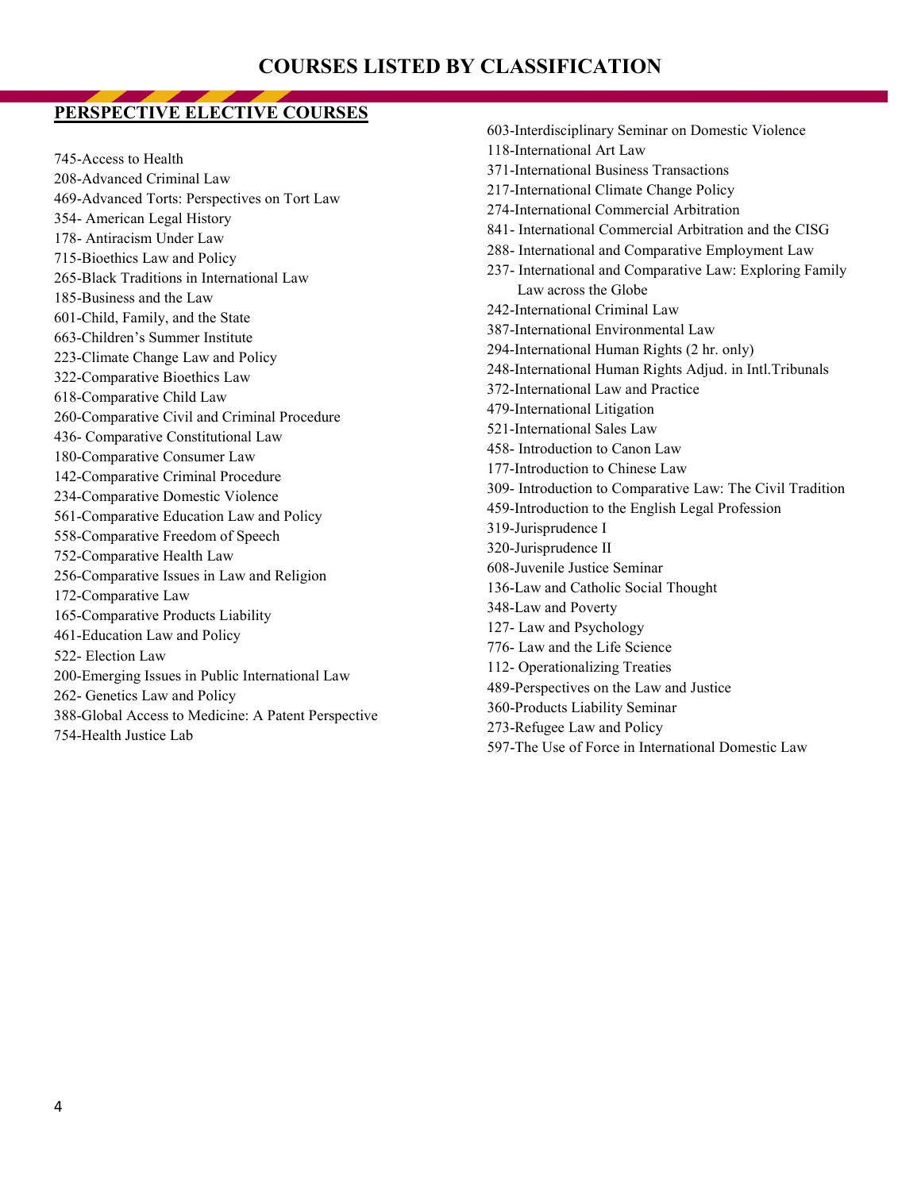# COURSES LISTED BY CLASSIFICATION

## PERSPECTIVE ELECTIVE COURSES

745-Access to Health
208-Advanced Criminal Law
469-Advanced Torts: Perspectives on Tort Law
354- American Legal History
178- Antiracism Under Law
715-Bioethics Law and Policy
265-Black Traditions in International Law
185-Business and the Law
601-Child, Family, and the State
663-Children's Summer Institute
223-Climate Change Law and Policy
322-Comparative Bioethics Law
618-Comparative Child Law
260-Comparative Civil and Criminal Procedure
436- Comparative Constitutional Law
180-Comparative Consumer Law
142-Comparative Criminal Procedure
234-Comparative Domestic Violence
561-Comparative Education Law and Policy
558-Comparative Freedom of Speech
752-Comparative Health Law
256-Comparative Issues in Law and Religion
172-Comparative Law
165-Comparative Products Liability
461-Education Law and Policy
522- Election Law
200-Emerging Issues in Public International Law
262- Genetics Law and Policy
388-Global Access to Medicine: A Patent Perspective
754-Health Justice Lab
603-Interdisciplinary Seminar on Domestic Violence
118-International Art Law
371-International Business Transactions
217-International Climate Change Policy
274-International Commercial Arbitration
841- International Commercial Arbitration and the CISG
288- International and Comparative Employment Law
237- International and Comparative Law: Exploring Family Law across the Globe
242-International Criminal Law
387-International Environmental Law
294-International Human Rights (2 hr. only)
248-International Human Rights Adjud. in Intl.Tribunals
372-International Law and Practice
479-International Litigation
521-International Sales Law
458- Introduction to Canon Law
177-Introduction to Chinese Law
309- Introduction to Comparative Law: The Civil Tradition
459-Introduction to the English Legal Profession
319-Jurisprudence I
320-Jurisprudence II
608-Juvenile Justice Seminar
136-Law and Catholic Social Thought
348-Law and Poverty
127- Law and Psychology
776- Law and the Life Science
112- Operationalizing Treaties
489-Perspectives on the Law and Justice
360-Products Liability Seminar
273-Refugee Law and Policy
597-The Use of Force in International Domestic Law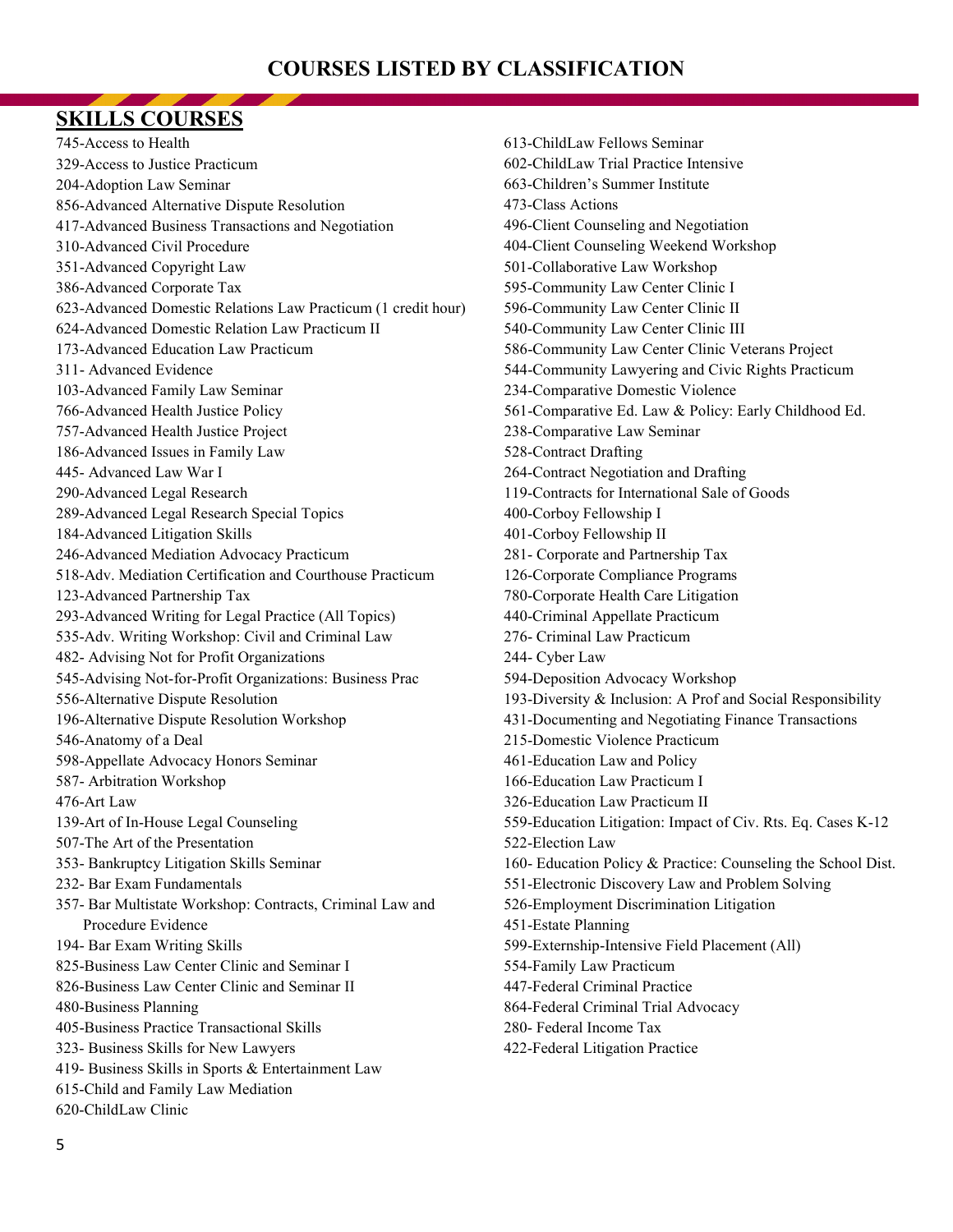# COURSES LISTED BY CLASSIFICATION

## SKILLS COURSES

745-Access to Health
329-Access to Justice Practicum
204-Adoption Law Seminar
856-Advanced Alternative Dispute Resolution
417-Advanced Business Transactions and Negotiation
310-Advanced Civil Procedure
351-Advanced Copyright Law
386-Advanced Corporate Tax
623-Advanced Domestic Relations Law Practicum (1 credit hour)
624-Advanced Domestic Relation Law Practicum II
173-Advanced Education Law Practicum
311- Advanced Evidence
103-Advanced Family Law Seminar
766-Advanced Health Justice Policy
757-Advanced Health Justice Project
186-Advanced Issues in Family Law
445- Advanced Law War I
290-Advanced Legal Research
289-Advanced Legal Research Special Topics
184-Advanced Litigation Skills
246-Advanced Mediation Advocacy Practicum
518-Adv. Mediation Certification and Courthouse Practicum
123-Advanced Partnership Tax
293-Advanced Writing for Legal Practice (All Topics)
535-Adv. Writing Workshop: Civil and Criminal Law
482- Advising Not for Profit Organizations
545-Advising Not-for-Profit Organizations: Business Prac
556-Alternative Dispute Resolution
196-Alternative Dispute Resolution Workshop
546-Anatomy of a Deal
598-Appellate Advocacy Honors Seminar
587- Arbitration Workshop
476-Art Law
139-Art of In-House Legal Counseling
507-The Art of the Presentation
353- Bankruptcy Litigation Skills Seminar
232- Bar Exam Fundamentals
357- Bar Multistate Workshop: Contracts, Criminal Law and Procedure Evidence
194- Bar Exam Writing Skills
825-Business Law Center Clinic and Seminar I
826-Business Law Center Clinic and Seminar II
480-Business Planning
405-Business Practice Transactional Skills
323- Business Skills for New Lawyers
419- Business Skills in Sports & Entertainment Law
615-Child and Family Law Mediation
620-ChildLaw Clinic
613-ChildLaw Fellows Seminar
602-ChildLaw Trial Practice Intensive
663-Children's Summer Institute
473-Class Actions
496-Client Counseling and Negotiation
404-Client Counseling Weekend Workshop
501-Collaborative Law Workshop
595-Community Law Center Clinic I
596-Community Law Center Clinic II
540-Community Law Center Clinic III
586-Community Law Center Clinic Veterans Project
544-Community Lawyering and Civic Rights Practicum
234-Comparative Domestic Violence
561-Comparative Ed. Law & Policy: Early Childhood Ed.
238-Comparative Law Seminar
528-Contract Drafting
264-Contract Negotiation and Drafting
119-Contracts for International Sale of Goods
400-Corboy Fellowship I
401-Corboy Fellowship II
281- Corporate and Partnership Tax
126-Corporate Compliance Programs
780-Corporate Health Care Litigation
440-Criminal Appellate Practicum
276- Criminal Law Practicum
244- Cyber Law
594-Deposition Advocacy Workshop
193-Diversity & Inclusion: A Prof and Social Responsibility
431-Documenting and Negotiating Finance Transactions
215-Domestic Violence Practicum
461-Education Law and Policy
166-Education Law Practicum I
326-Education Law Practicum II
559-Education Litigation: Impact of Civ. Rts. Eq. Cases K-12
522-Election Law
160- Education Policy & Practice: Counseling the School Dist.
551-Electronic Discovery Law and Problem Solving
526-Employment Discrimination Litigation
451-Estate Planning
599-Externship-Intensive Field Placement (All)
554-Family Law Practicum
447-Federal Criminal Practice
864-Federal Criminal Trial Advocacy
280- Federal Income Tax
422-Federal Litigation Practice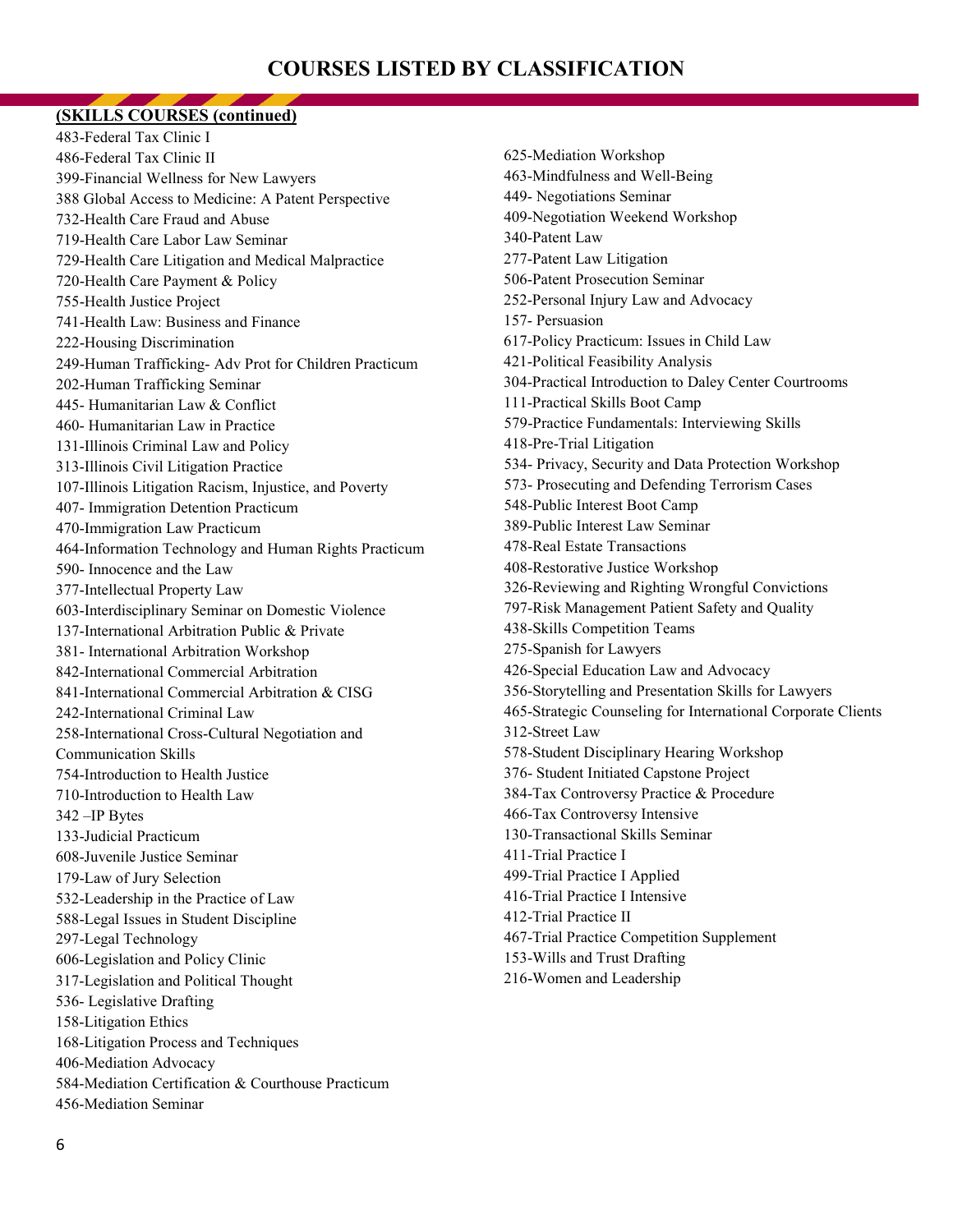# COURSES LISTED BY CLASSIFICATION

**(SKILLS COURSES (continued)**

483-Federal Tax Clinic I
486-Federal Tax Clinic II
399-Financial Wellness for New Lawyers
388 Global Access to Medicine: A Patent Perspective
732-Health Care Fraud and Abuse
719-Health Care Labor Law Seminar
729-Health Care Litigation and Medical Malpractice
720-Health Care Payment & Policy
755-Health Justice Project
741-Health Law: Business and Finance
222-Housing Discrimination
249-Human Trafficking- Adv Prot for Children Practicum
202-Human Trafficking Seminar
445- Humanitarian Law & Conflict
460- Humanitarian Law in Practice
131-Illinois Criminal Law and Policy
313-Illinois Civil Litigation Practice
107-Illinois Litigation Racism, Injustice, and Poverty
407- Immigration Detention Practicum
470-Immigration Law Practicum
464-Information Technology and Human Rights Practicum
590- Innocence and the Law
377-Intellectual Property Law
603-Interdisciplinary Seminar on Domestic Violence
137-International Arbitration Public & Private
381- International Arbitration Workshop
842-International Commercial Arbitration
841-International Commercial Arbitration & CISG
242-International Criminal Law
258-International Cross-Cultural Negotiation and Communication Skills
754-Introduction to Health Justice
710-Introduction to Health Law
342 –IP Bytes
133-Judicial Practicum
608-Juvenile Justice Seminar
179-Law of Jury Selection
532-Leadership in the Practice of Law
588-Legal Issues in Student Discipline
297-Legal Technology
606-Legislation and Policy Clinic
317-Legislation and Political Thought
536- Legislative Drafting
158-Litigation Ethics
168-Litigation Process and Techniques
406-Mediation Advocacy
584-Mediation Certification & Courthouse Practicum
456-Mediation Seminar
625-Mediation Workshop
463-Mindfulness and Well-Being
449- Negotiations Seminar
409-Negotiation Weekend Workshop
340-Patent Law
277-Patent Law Litigation
506-Patent Prosecution Seminar
252-Personal Injury Law and Advocacy
157- Persuasion
617-Policy Practicum: Issues in Child Law
421-Political Feasibility Analysis
304-Practical Introduction to Daley Center Courtrooms
111-Practical Skills Boot Camp
579-Practice Fundamentals: Interviewing Skills
418-Pre-Trial Litigation
534- Privacy, Security and Data Protection Workshop
573- Prosecuting and Defending Terrorism Cases
548-Public Interest Boot Camp
389-Public Interest Law Seminar
478-Real Estate Transactions
408-Restorative Justice Workshop
326-Reviewing and Righting Wrongful Convictions
797-Risk Management Patient Safety and Quality
438-Skills Competition Teams
275-Spanish for Lawyers
426-Special Education Law and Advocacy
356-Storytelling and Presentation Skills for Lawyers
465-Strategic Counseling for International Corporate Clients
312-Street Law
578-Student Disciplinary Hearing Workshop
376- Student Initiated Capstone Project
384-Tax Controversy Practice & Procedure
466-Tax Controversy Intensive
130-Transactional Skills Seminar
411-Trial Practice I
499-Trial Practice I Applied
416-Trial Practice I Intensive
412-Trial Practice II
467-Trial Practice Competition Supplement
153-Wills and Trust Drafting
216-Women and Leadership